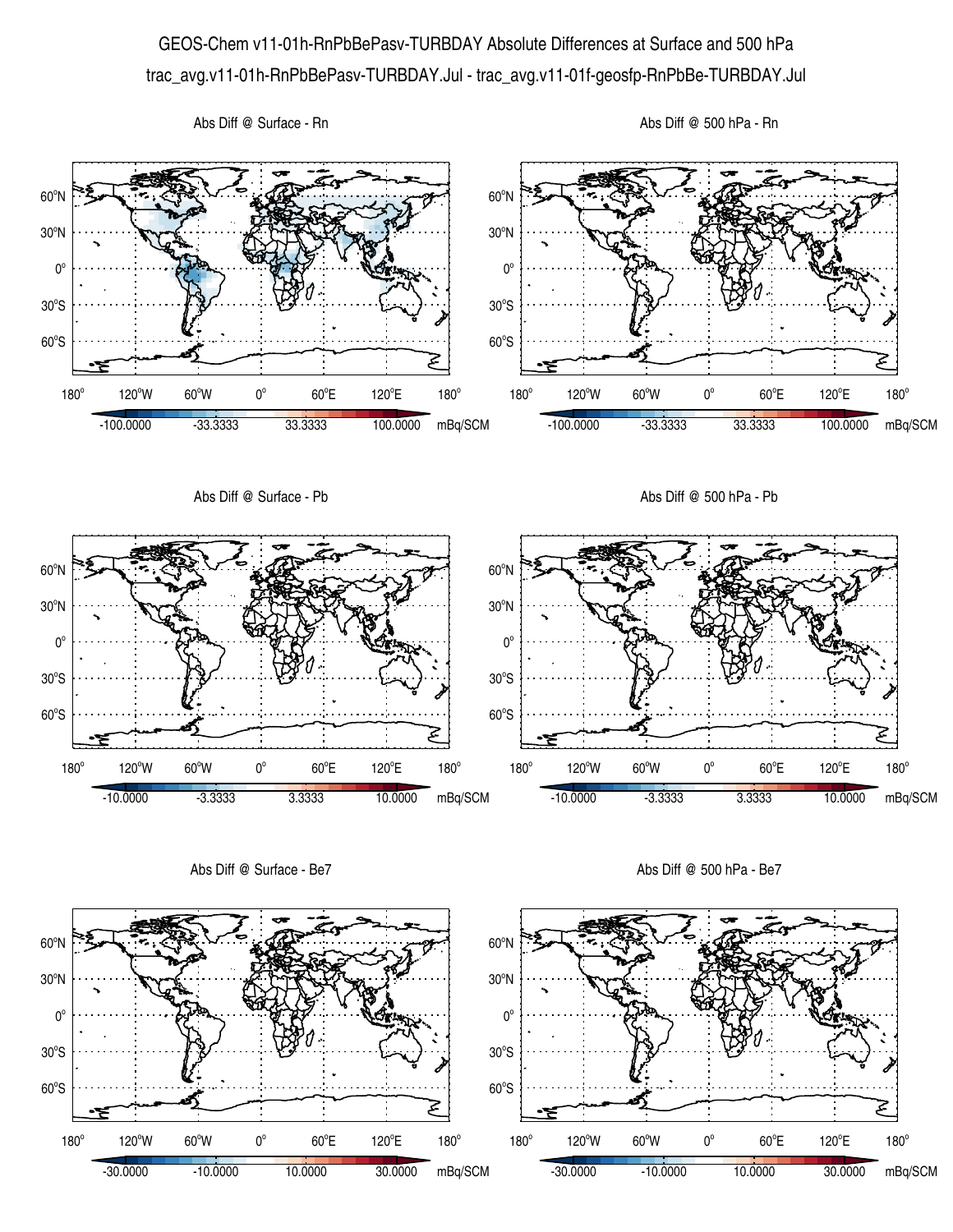# GEOS-Chem v11-01h-RnPbBePasv-TURBDAY Absolute Differences at Surface and 500 hPa

trac_avg.v11-01h-RnPbBePasv-TURBDAY.Jul - trac_avg.v11-01f-geosfp-RnPbBe-TURBDAY.Jul

Abs Diff @ Surface - Rn

Abs Diff @ 500 hPa - Rn

-100.0000 -33.3333 33.3333 100.0000 mBq/SCM

Abs Diff @ Surface - Pb

Abs Diff @ 500 hPa - Pb

-10.0000 -3.3333 3.3333 10.0000 mBq/SCM

Abs Diff @ Surface - Be7

Abs Diff @ 500 hPa - Be7

-30.0000 -10.0000 10.0000 30.0000 mBq/SCM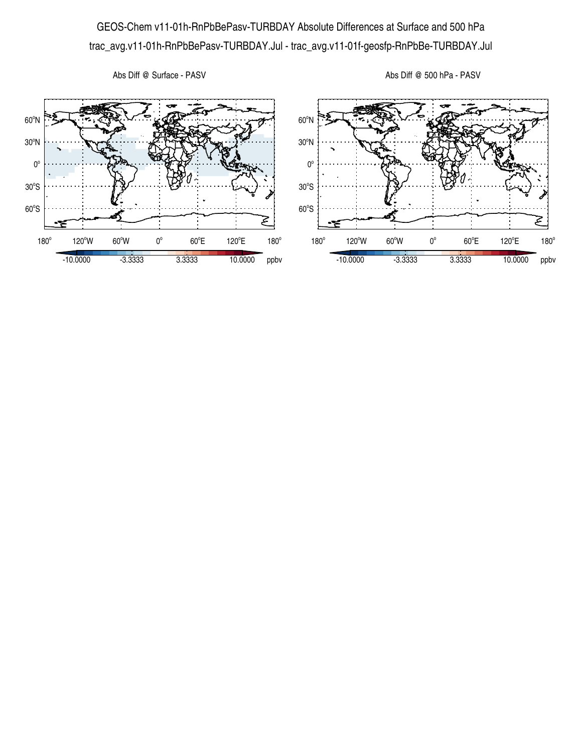GEOS-Chem v11-01h-RnPbBePasv-TURBDAY Absolute Differences at Surface and 500 hPa

trac_avg.v11-01h-RnPbBePasv-TURBDAY.Jul - trac_avg.v11-01f-geosfp-RnPbBe-TURBDAY.Jul

Abs Diff @ Surface - PASV

60°N
30°N
0°
30°S
60°S
180° 120°W 60°W 0° 60°E 120°E 180°
-10.0000 -3.3333 3.3333 10.0000 ppbv

Abs Diff @ 500 hPa - PASV

60°N
30°N
0°
30°S
60°S
180° 120°W 60°W 0° 60°E 120°E 180°
-10.0000 -3.3333 3.3333 10.0000 ppbv